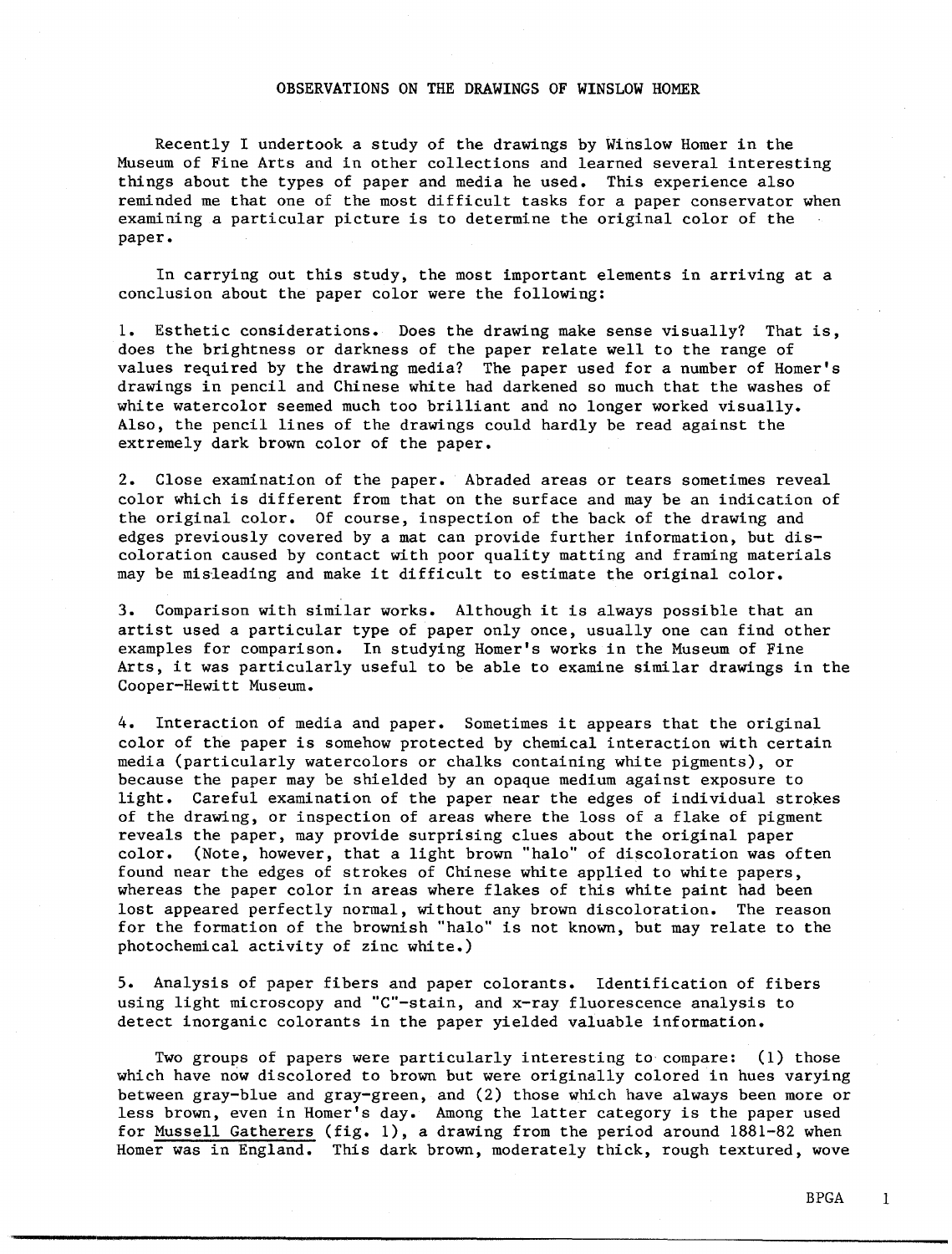# OBSERVATIONS ON THE DRAWINGS OF WINSLOW HOMER

Recently I undertook a study of the drawings by Winslow Homer in the Museum of Fine Arts and in other collections and learned several interesting things about the types of paper and media he used. This experience also reminded me that one of the most difficult tasks for a paper conservator when examining a particular picture is to determine the original color of the paper.

In carrying out this study, the most important elements in arriving at a conclusion about the paper color were the following:

1. Esthetic considerations. Does the drawing make sense visually? That is, does the brightness or darkness of the paper relate well to the range of values required by the drawing media? The paper used for a number of Homer's drawings in pencil and Chinese white had darkened so much that the washes of white watercolor seemed much too brilliant and no longer worked visually. Also, the pencil lines of the drawings could hardly be read against the extremely dark brown color of the paper.

2. Close examination of the paper. Abraded areas or tears sometimes reveal color which is different from that on the surface and may be an indication of the original color. Of course, inspection of the back of the drawing and edges previously covered by a mat can provide further information, but discoloration caused by contact with poor quality matting and framing materials may be misleading and make it difficult to estimate the original color.

3. Comparison with similar works. Although it is always possible that an artist used a particular type of paper only once, usually one can find other examples for comparison. In studying Homer's works in the Museum of Fine Arts, it was particularly useful to be able to examine similar drawings in the Cooper-Hewitt Museum.

4. Interaction of media and paper. Sometimes it appears that the original color of the paper is somehow protected by chemical interaction with certain media (particularly watercolors or chalks containing white pigments), or because the paper may be shielded by an opaque medium against exposure to light. Careful examination of the paper near the edges of individual strokes of the drawing, or inspection of areas where the loss of a flake of pigment reveals the paper, may provide surprising clues about the original paper color. (Note, however, that a light brown "halo" of discoloration was often found near the edges of strokes of Chinese white applied to white papers, whereas the paper color in areas where flakes of this white paint had been lost appeared perfectly normal, without any brown discoloration. The reason for the formation of the brownish "halo" is not known, but may relate to the photochemical activity of zinc white.)

5. Analysis of paper fibers and paper colorants. Identification of fibers using light microscopy and "C"-stain, and x-ray fluorescence analysis to detect inorganic colorants in the paper yielded valuable information.

Two groups of papers were particularly interesting to compare: (1) those which have now discolored to brown but were originally colored in hues varying between gray-blue and gray-green, and (2) those which have always been more or less brown, even in Homer's day. Among the latter category is the paper used for Mussell Gatherers (fig. 1), a drawing from the period around 1881-82 when Homer was in England. This dark brown, moderately thick, rough textured, wove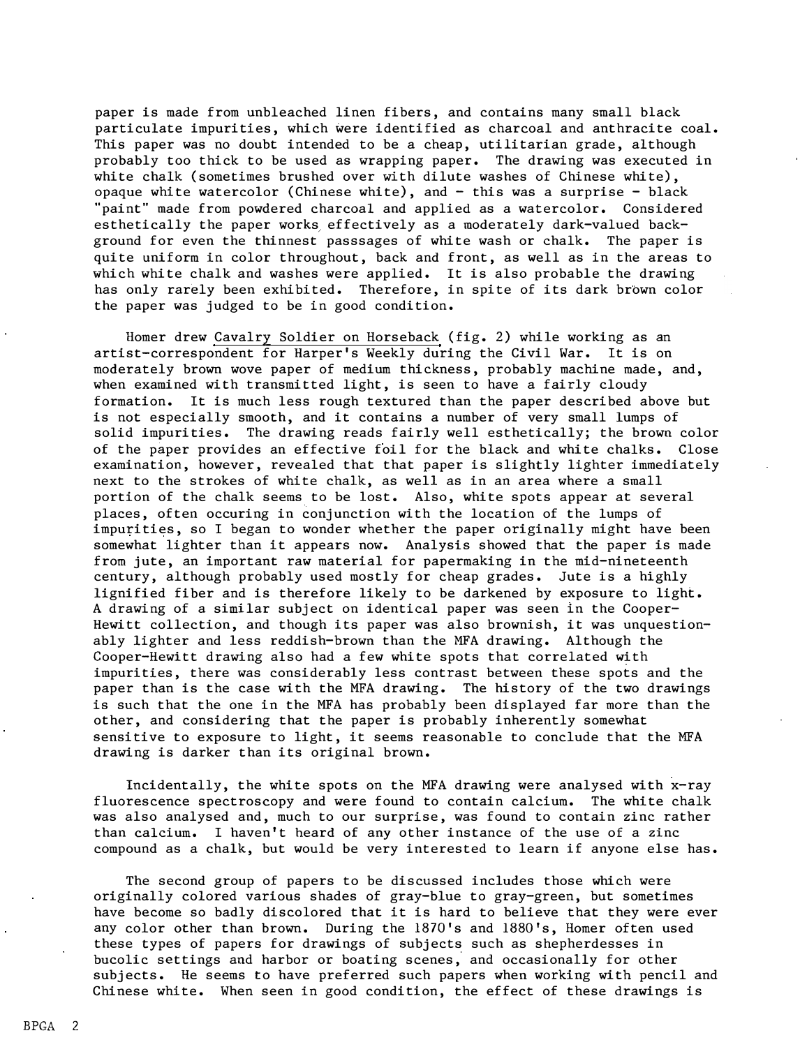paper is made from unbleached linen fibers, and contains many small black particulate impurities, which were identified as charcoal and anthracite coal. This paper was no doubt intended to be a cheap, utilitarian grade, although probably too thick to be used as wrapping paper. The drawing was executed in white chalk (sometimes brushed over with dilute washes of Chinese white), opaque white watercolor (Chinese white), and - this was a surprise - black "paint" made from powdered charcoal and applied as a watercolor. Considered esthetically the paper works effectively as a moderately dark-valued background for even the thinnest passsages of white wash or chalk. The paper is quite uniform in color throughout, back and front, as well as in the areas to which white chalk and washes were applied. It is also probable the drawing has only rarely been exhibited. Therefore, in spite of its dark brown color the paper was judged to be in good condition.

Homer drew Cavalry Soldier on Horseback (fig. 2) while working as an artist-correspondent for Harper's Weekly during the Civil War. It is on moderately brown wove paper of medium thickness, probably machine made, and, when examined with transmitted light, is seen to have a fairly cloudy formation. It is much less rough textured than the paper described above but is not especially smooth, and it contains a number of very small lumps of solid impurities. The drawing reads fairly well esthetically; the brown color of the paper provides an effective foil for the black and white chalks. Close examination, however, revealed that that paper is slightly lighter immediately next to the strokes of white chalk, as well as in an area where a small portion of the chalk seems to be lost. Also, white spots appear at several places, often occuring in conjunction with the location of the lumps of impurities, so I began to wonder whether the paper originally might have been somewhat lighter than it appears now. Analysis showed that the paper is made from jute, an important raw material for papermaking in the mid-nineteenth century, although probably used mostly for cheap grades. Jute is a highly lignified fiber and is therefore likely to be darkened by exposure to light. A drawing of a similar subject on identical paper was seen in the Cooper-Hewitt collection, and though its paper was also brownish, it was unquestionably lighter and less reddish-brown than the MFA drawing. Although the Cooper-Hewitt drawing also had a few white spots that correlated with impurities, there was considerably less contrast between these spots and the paper than is the case with the MFA drawing. The history of the two drawings is such that the one in the MFA has probably been displayed far more than the other, and considering that the paper is probably inherently somewhat sensitive to exposure to light, it seems reasonable to conclude that the MFA drawing is darker than its original brown.

Incidentally, the white spots on the MFA drawing were analysed with x-ray fluorescence spectroscopy and were found to contain calcium. The white chalk was also analysed and, much to our surprise, was found to contain zinc rather than calcium. I haven't heard of any other instance of the use of a zinc compound as a chalk, but would be very interested to learn if anyone else has.

The second group of papers to be discussed includes those which were originally colored various shades of gray-blue to gray-green, but sometimes have become so badly discolored that it is hard to believe that they were ever any color other than brown. During the 1870's and 1880's, Homer often used these types of papers for drawings of subjects such as shepherdesses in bucolic settings and harbor or boating scenes, and occasionally for other subjects. He seems to have preferred such papers when working with pencil and Chinese white. When seen in good condition, the effect of these drawings is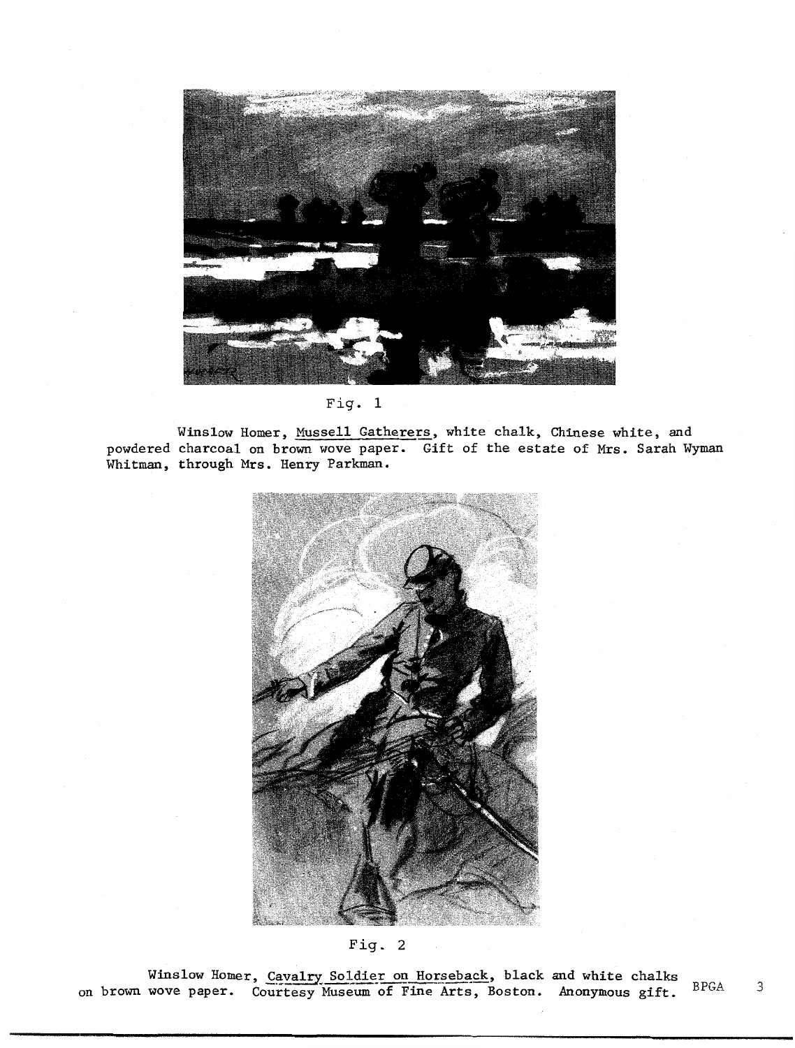Fig. 1

Winslow Homer, Mussell Gatherers, white chalk, Chinese white, and powdered charcoal on brown wove paper. Gift of the estate of Mrs. Sarah Wyman Whitman, through Mrs. Henry Parkman.

Fig. 2

Winslow Homer, Cavalry Soldier on Horseback, black and white chalks on brown wove paper. Courtesy Museum of Fine Arts, Boston. Anonymous gift.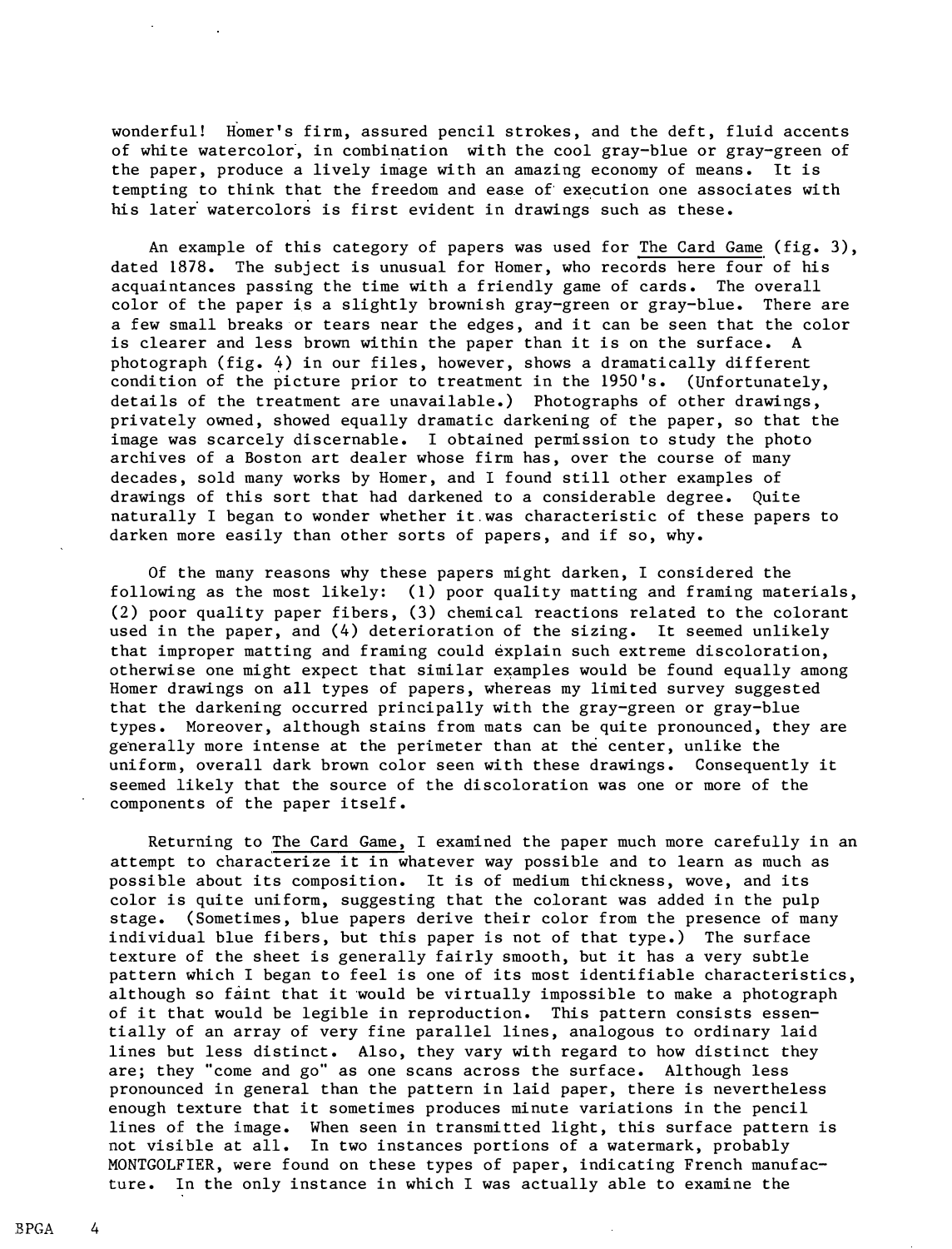wonderful! Homer's firm, assured pencil strokes, and the deft, fluid accents of white watercolor, in combination with the cool gray-blue or gray-green of the paper, produce a lively image with an amazing economy of means. It is tempting to think that the freedom and ease of execution one associates with his later watercolors is first evident in drawings such as these.

An example of this category of papers was used for The Card Game (fig. 3), dated 1878. The subject is unusual for Homer, who records here four of his acquaintances passing the time with a friendly game of cards. The overall color of the paper is a slightly brownish gray-green or gray-blue. There are a few small breaks or tears near the edges, and it can be seen that the color is clearer and less brown within the paper than it is on the surface. A photograph (fig. 4) in our files, however, shows a dramatically different condition of the picture prior to treatment in the 1950's. (Unfortunately, details of the treatment are unavailable.) Photographs of other drawings, privately owned, showed equally dramatic darkening of the paper, so that the image was scarcely discernable. I obtained permission to study the photo archives of a Boston art dealer whose firm has, over the course of many decades, sold many works by Homer, and I found still other examples of drawings of this sort that had darkened to a considerable degree. Quite naturally I began to wonder whether it was characteristic of these papers to darken more easily than other sorts of papers, and if so, why.

Of the many reasons why these papers might darken, I considered the following as the most likely: (1) poor quality matting and framing materials, (2) poor quality paper fibers, (3) chemical reactions related to the colorant used in the paper, and (4) deterioration of the sizing. It seemed unlikely that improper matting and framing could explain such extreme discoloration, otherwise one might expect that similar examples would be found equally among Homer drawings on all types of papers, whereas my limited survey suggested that the darkening occurred principally with the gray-green or gray-blue types. Moreover, although stains from mats can be quite pronounced, they are generally more intense at the perimeter than at the center, unlike the uniform, overall dark brown color seen with these drawings. Consequently it seemed likely that the source of the discoloration was one or more of the components of the paper itself.

Returning to The Card Game, I examined the paper much more carefully in an attempt to characterize it in whatever way possible and to learn as much as possible about its composition. It is of medium thickness, wove, and its color is quite uniform, suggesting that the colorant was added in the pulp stage. (Sometimes, blue papers derive their color from the presence of many individual blue fibers, but this paper is not of that type.) The surface texture of the sheet is generally fairly smooth, but it has a very subtle pattern which I began to feel is one of its most identifiable characteristics, although so faint that it would be virtually impossible to make a photograph of it that would be legible in reproduction. This pattern consists essentially of an array of very fine parallel lines, analogous to ordinary laid lines but less distinct. Also, they vary with regard to how distinct they are; they "come and go" as one scans across the surface. Although less pronounced in general than the pattern in laid paper, there is nevertheless enough texture that it sometimes produces minute variations in the pencil lines of the image. When seen in transmitted light, this surface pattern is not visible at all. In two instances portions of a watermark, probably MONTGOLFIER, were found on these types of paper, indicating French manufacture. In the only instance in which I was actually able to examine the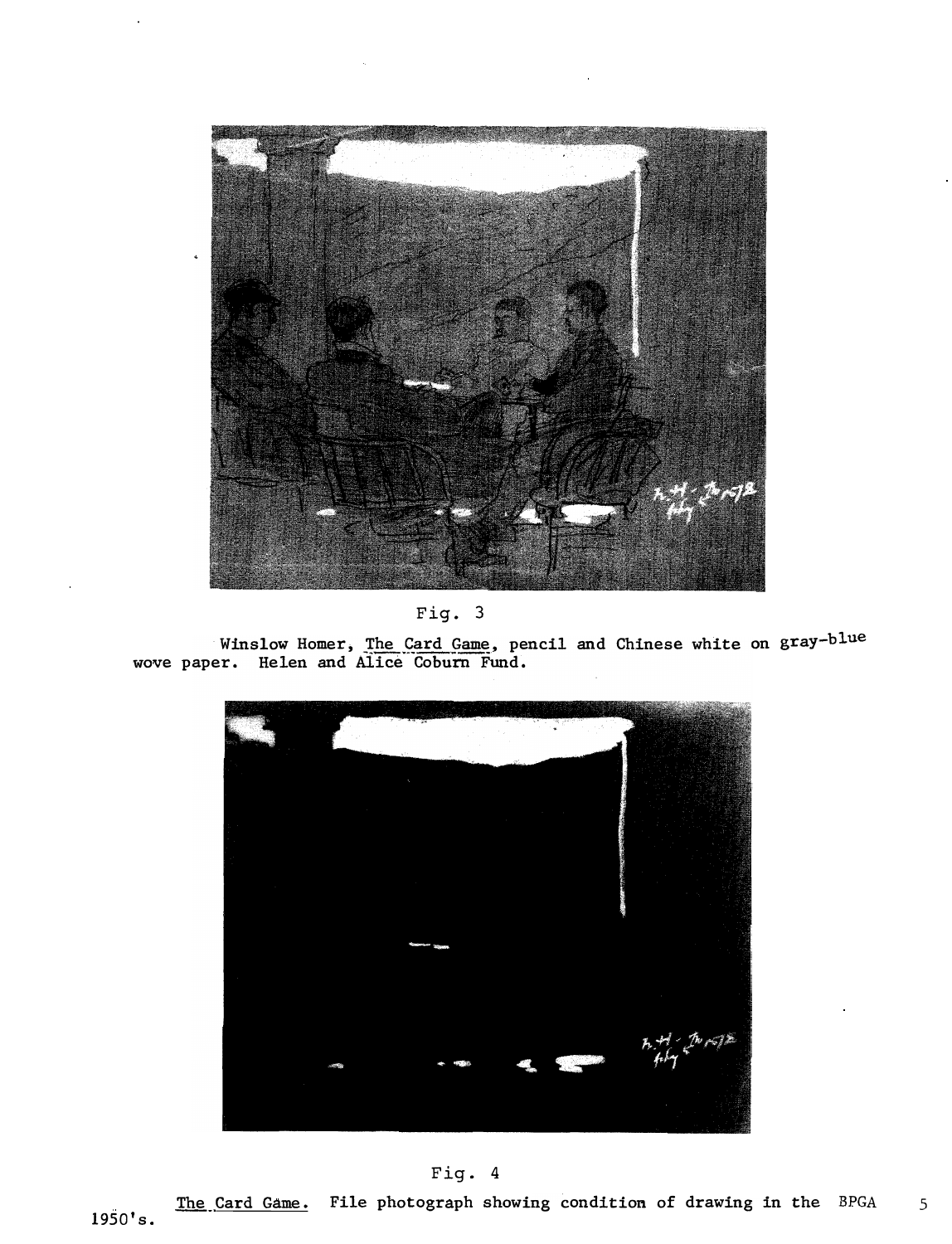Fig. 3

Winslow Homer, The Card Game, pencil and Chinese white on gray-blue wove paper. Helen and Alice Coburn Fund.

Fig. 4

The Card Game. File photograph showing condition of drawing in the BPGA 1950's.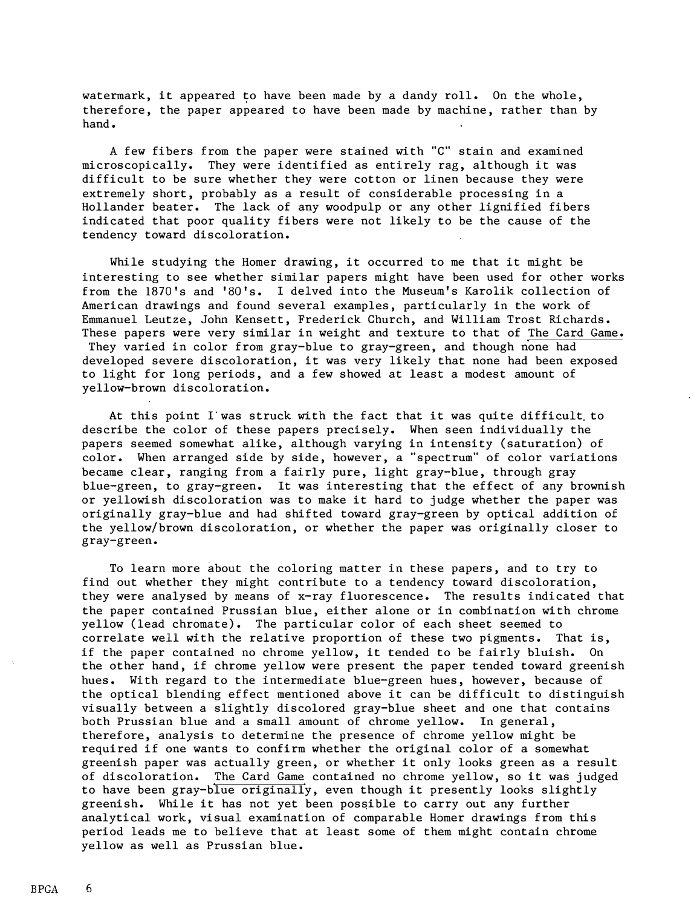watermark, it appeared to have been made by a dandy roll. On the whole, therefore, the paper appeared to have been made by machine, rather than by hand.

A few fibers from the paper were stained with "C" stain and examined microscopically. They were identified as entirely rag, although it was difficult to be sure whether they were cotton or linen because they were extremely short, probably as a result of considerable processing in a Hollander beater. The lack of any woodpulp or any other lignified fibers indicated that poor quality fibers were not likely to be the cause of the tendency toward discoloration.

While studying the Homer drawing, it occurred to me that it might be interesting to see whether similar papers might have been used for other works from the 1870's and '80's. I delved into the Museum's Karolik collection of American drawings and found several examples, particularly in the work of Emmanuel Leutze, John Kensett, Frederick Church, and William Trost Richards. These papers were very similar in weight and texture to that of The Card Game. They varied in color from gray-blue to gray-green, and though none had developed severe discoloration, it was very likely that none had been exposed to light for long periods, and a few showed at least a modest amount of yellow-brown discoloration.

At this point I was struck with the fact that it was quite difficult to describe the color of these papers precisely. When seen individually the papers seemed somewhat alike, although varying in intensity (saturation) of color. When arranged side by side, however, a "spectrum" of color variations became clear, ranging from a fairly pure, light gray-blue, through gray blue-green, to gray-green. It was interesting that the effect of any brownish or yellowish discoloration was to make it hard to judge whether the paper was originally gray-blue and had shifted toward gray-green by optical addition of the yellow/brown discoloration, or whether the paper was originally closer to gray-green.

To learn more about the coloring matter in these papers, and to try to find out whether they might contribute to a tendency toward discoloration, they were analysed by means of x-ray fluorescence. The results indicated that the paper contained Prussian blue, either alone or in combination with chrome yellow (lead chromate). The particular color of each sheet seemed to correlate well with the relative proportion of these two pigments. That is, if the paper contained no chrome yellow, it tended to be fairly bluish. On the other hand, if chrome yellow were present the paper tended toward greenish hues. With regard to the intermediate blue-green hues, however, because of the optical blending effect mentioned above it can be difficult to distinguish visually between a slightly discolored gray-blue sheet and one that contains both Prussian blue and a small amount of chrome yellow. In general, therefore, analysis to determine the presence of chrome yellow might be required if one wants to confirm whether the original color of a somewhat greenish paper was actually green, or whether it only looks green as a result of discoloration. The Card Game contained no chrome yellow, so it was judged to have been gray-blue originally, even though it presently looks slightly greenish. While it has not yet been possible to carry out any further analytical work, visual examination of comparable Homer drawings from this period leads me to believe that at least some of them might contain chrome yellow as well as Prussian blue.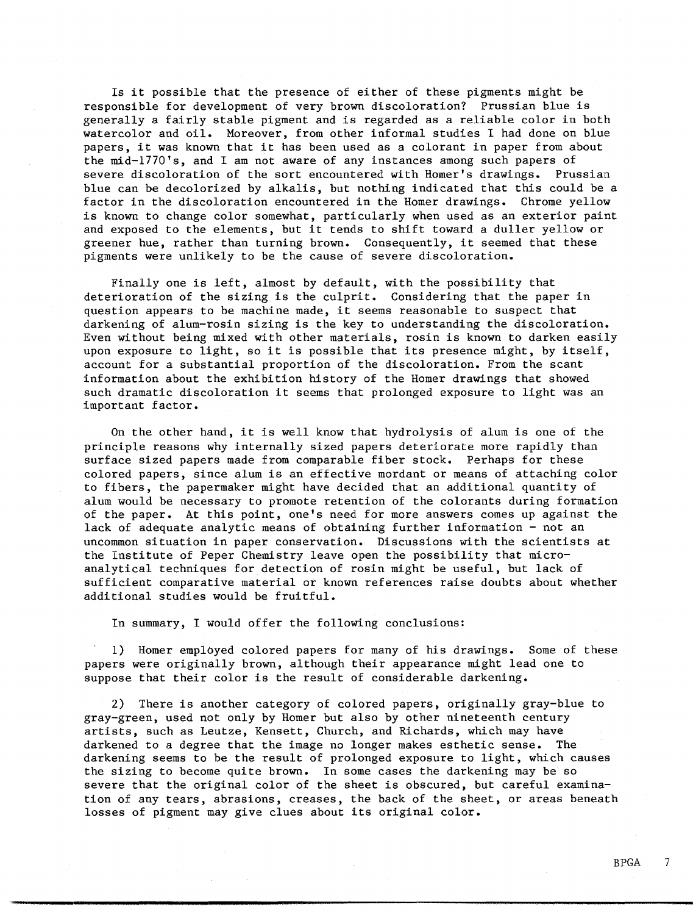Is it possible that the presence of either of these pigments might be responsible for development of very brown discoloration? Prussian blue is generally a fairly stable pigment and is regarded as a reliable color in both watercolor and oil. Moreover, from other informal studies I had done on blue papers, it was known that it has been used as a colorant in paper from about the mid-1770's, and I am not aware of any instances among such papers of severe discoloration of the sort encountered with Homer's drawings. Prussian blue can be decolorized by alkalis, but nothing indicated that this could be a factor in the discoloration encountered in the Homer drawings. Chrome yellow is known to change color somewhat, particularly when used as an exterior paint and exposed to the elements, but it tends to shift toward a duller yellow or greener hue, rather than turning brown. Consequently, it seemed that these pigments were unlikely to be the cause of severe discoloration.

Finally one is left, almost by default, with the possibility that deterioration of the sizing is the culprit. Considering that the paper in question appears to be machine made, it seems reasonable to suspect that darkening of alum-rosin sizing is the key to understanding the discoloration. Even without being mixed with other materials, rosin is known to darken easily upon exposure to light, so it is possible that its presence might, by itself, account for a substantial proportion of the discoloration. From the scant information about the exhibition history of the Homer drawings that showed such dramatic discoloration it seems that prolonged exposure to light was an important factor.

On the other hand, it is well know that hydrolysis of alum is one of the principle reasons why internally sized papers deteriorate more rapidly than surface sized papers made from comparable fiber stock. Perhaps for these colored papers, since alum is an effective mordant or means of attaching color to fibers, the papermaker might have decided that an additional quantity of alum would be necessary to promote retention of the colorants during formation of the paper. At this point, one's need for more answers comes up against the lack of adequate analytic means of obtaining further information - not an uncommon situation in paper conservation. Discussions with the scientists at the Institute of Peper Chemistry leave open the possibility that micro-analytical techniques for detection of rosin might be useful, but lack of sufficient comparative material or known references raise doubts about whether additional studies would be fruitful.

In summary, I would offer the following conclusions:

1) Homer employed colored papers for many of his drawings. Some of these papers were originally brown, although their appearance might lead one to suppose that their color is the result of considerable darkening.

2) There is another category of colored papers, originally gray-blue to gray-green, used not only by Homer but also by other nineteenth century artists, such as Leutze, Kensett, Church, and Richards, which may have darkened to a degree that the image no longer makes esthetic sense. The darkening seems to be the result of prolonged exposure to light, which causes the sizing to become quite brown. In some cases the darkening may be so severe that the original color of the sheet is obscured, but careful examination of any tears, abrasions, creases, the back of the sheet, or areas beneath losses of pigment may give clues about its original color.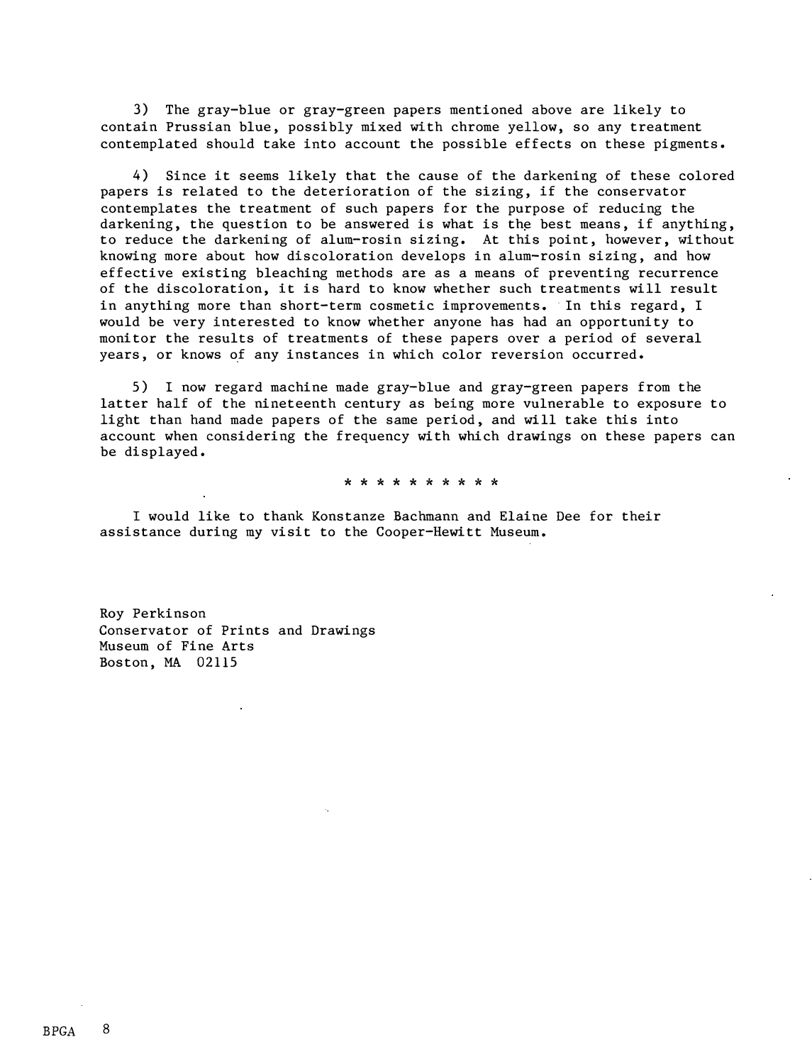3) The gray-blue or gray-green papers mentioned above are likely to contain Prussian blue, possibly mixed with chrome yellow, so any treatment contemplated should take into account the possible effects on these pigments.

4) Since it seems likely that the cause of the darkening of these colored papers is related to the deterioration of the sizing, if the conservator contemplates the treatment of such papers for the purpose of reducing the darkening, the question to be answered is what is the best means, if anything, to reduce the darkening of alum-rosin sizing. At this point, however, without knowing more about how discoloration develops in alum-rosin sizing, and how effective existing bleaching methods are as a means of preventing recurrence of the discoloration, it is hard to know whether such treatments will result in anything more than short-term cosmetic improvements. In this regard, I would be very interested to know whether anyone has had an opportunity to monitor the results of treatments of these papers over a period of several years, or knows of any instances in which color reversion occurred.

5) I now regard machine made gray-blue and gray-green papers from the latter half of the nineteenth century as being more vulnerable to exposure to light than hand made papers of the same period, and will take this into account when considering the frequency with which drawings on these papers can be displayed.

* * * * * * * * * *

I would like to thank Konstanze Bachmann and Elaine Dee for their assistance during my visit to the Cooper-Hewitt Museum.

Roy Perkinson
Conservator of Prints and Drawings
Museum of Fine Arts
Boston, MA 02115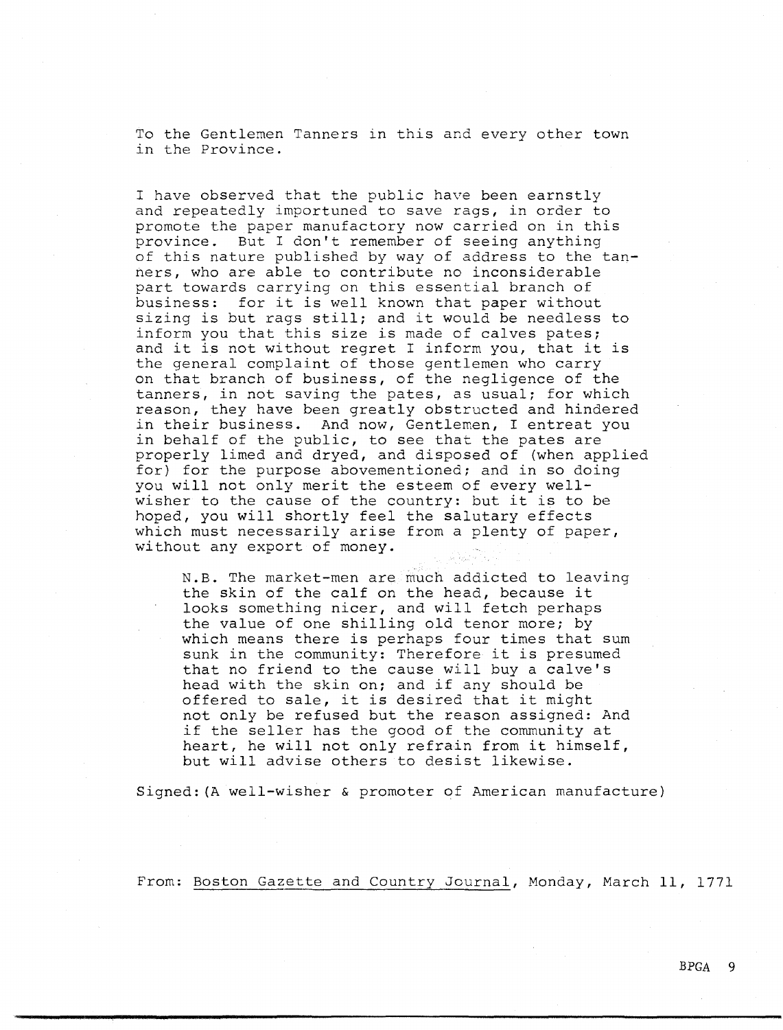To the Gentlemen Tanners in this and every other town in the Province.

I have observed that the public have been earnstly and repeatedly importuned to save rags, in order to promote the paper manufactory now carried on in this province. But I don't remember of seeing anything of this nature published by way of address to the tanners, who are able to contribute no inconsiderable part towards carrying on this essential branch of business: for it is well known that paper without sizing is but rags still; and it would be needless to inform you that this size is made of calves pates; and it is not without regret I inform you, that it is the general complaint of those gentlemen who carry on that branch of business, of the negligence of the tanners, in not saving the pates, as usual; for which reason, they have been greatly obstructed and hindered in their business. And now, Gentlemen, I entreat you in behalf of the public, to see that the pates are properly limed and dryed, and disposed of (when applied for) for the purpose abovementioned; and in so doing you will not only merit the esteem of every well-wisher to the cause of the country: but it is to be hoped, you will shortly feel the salutary effects which must necessarily arise from a plenty of paper, without any export of money.

> N.B. The market-men are much addicted to leaving the skin of the calf on the head, because it looks something nicer, and will fetch perhaps the value of one shilling old tenor more; by which means there is perhaps four times that sum sunk in the community: Therefore it is presumed that no friend to the cause will buy a calve's head with the skin on; and if any should be offered to sale, it is desired that it might not only be refused but the reason assigned: And if the seller has the good of the community at heart, he will not only refrain from it himself, but will advise others to desist likewise.

Signed: (A well-wisher & promoter of American manufacture)

From: Boston Gazette and Country Journal, Monday, March 11, 1771